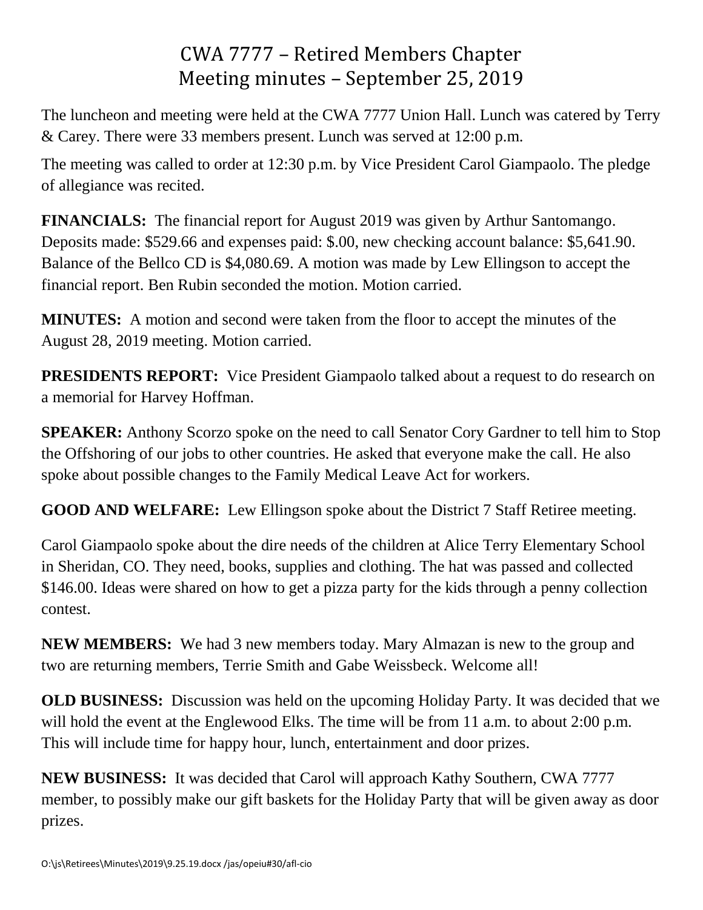# CWA 7777 – Retired Members Chapter
# Meeting minutes – September 25, 2019

The luncheon and meeting were held at the CWA 7777 Union Hall. Lunch was catered by Terry & Carey. There were 33 members present. Lunch was served at 12:00 p.m.

The meeting was called to order at 12:30 p.m. by Vice President Carol Giampaolo. The pledge of allegiance was recited.

**FINANCIALS:** The financial report for August 2019 was given by Arthur Santomango. Deposits made: $529.66 and expenses paid: $.00, new checking account balance: $5,641.90. Balance of the Bellco CD is $4,080.69. A motion was made by Lew Ellingson to accept the financial report. Ben Rubin seconded the motion. Motion carried.

**MINUTES:** A motion and second were taken from the floor to accept the minutes of the August 28, 2019 meeting. Motion carried.

**PRESIDENTS REPORT:** Vice President Giampaolo talked about a request to do research on a memorial for Harvey Hoffman.

**SPEAKER:** Anthony Scorzo spoke on the need to call Senator Cory Gardner to tell him to Stop the Offshoring of our jobs to other countries. He asked that everyone make the call. He also spoke about possible changes to the Family Medical Leave Act for workers.

**GOOD AND WELFARE:** Lew Ellingson spoke about the District 7 Staff Retiree meeting.

Carol Giampaolo spoke about the dire needs of the children at Alice Terry Elementary School in Sheridan, CO. They need, books, supplies and clothing. The hat was passed and collected $146.00. Ideas were shared on how to get a pizza party for the kids through a penny collection contest.

**NEW MEMBERS:** We had 3 new members today. Mary Almazan is new to the group and two are returning members, Terrie Smith and Gabe Weissbeck. Welcome all!

**OLD BUSINESS:** Discussion was held on the upcoming Holiday Party. It was decided that we will hold the event at the Englewood Elks. The time will be from 11 a.m. to about 2:00 p.m. This will include time for happy hour, lunch, entertainment and door prizes.

**NEW BUSINESS:** It was decided that Carol will approach Kathy Southern, CWA 7777 member, to possibly make our gift baskets for the Holiday Party that will be given away as door prizes.

O:\js\Retirees\Minutes\2019\9.25.19.docx /jas/opeiu#30/afl-cio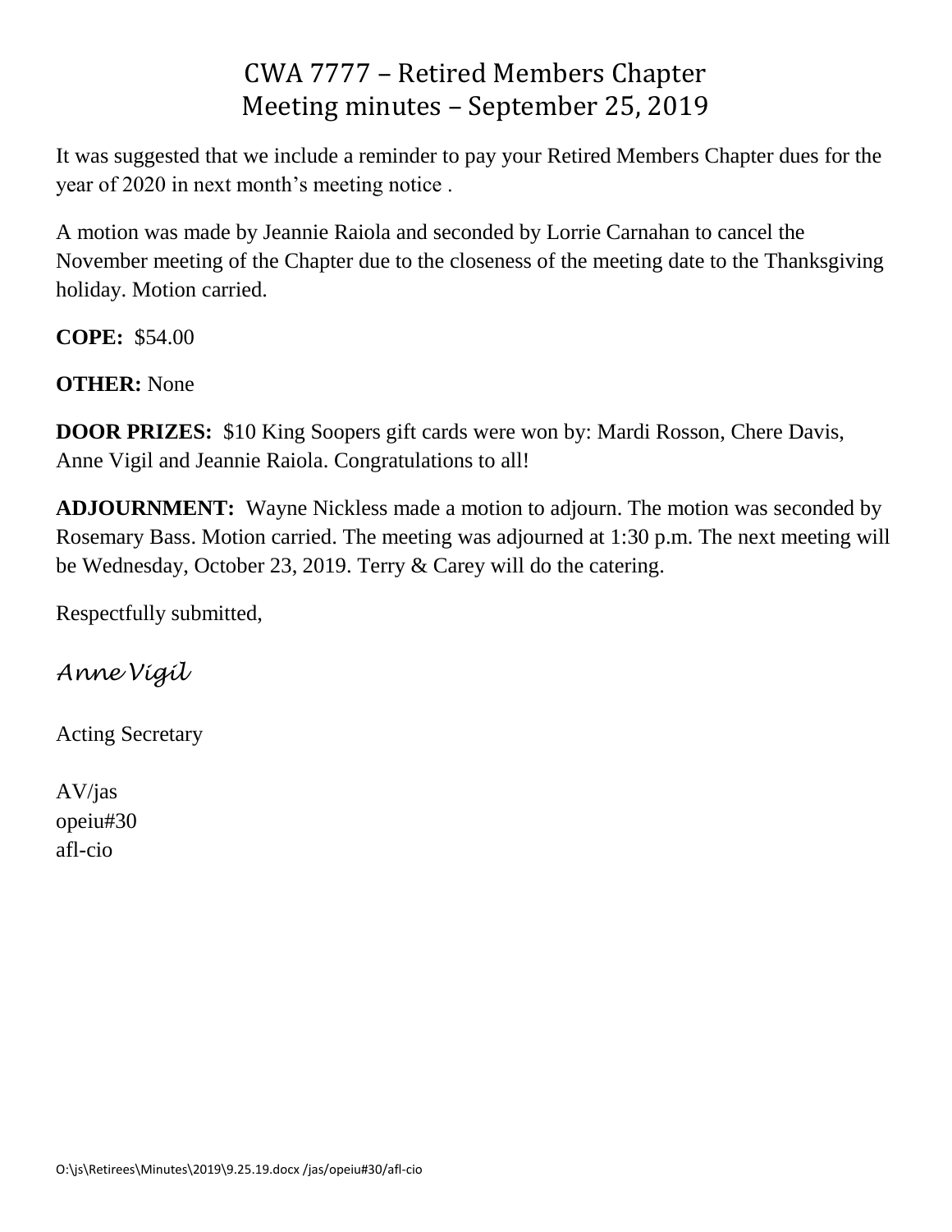# CWA 7777 – Retired Members Chapter
# Meeting minutes – September 25, 2019

It was suggested that we include a reminder to pay your Retired Members Chapter dues for the year of 2020 in next month's meeting notice .

A motion was made by Jeannie Raiola and seconded by Lorrie Carnahan to cancel the November meeting of the Chapter due to the closeness of the meeting date to the Thanksgiving holiday. Motion carried.

**COPE:** $54.00

**OTHER:** None

**DOOR PRIZES:** $10 King Soopers gift cards were won by: Mardi Rosson, Chere Davis, Anne Vigil and Jeannie Raiola. Congratulations to all!

**ADJOURNMENT:** Wayne Nickless made a motion to adjourn. The motion was seconded by Rosemary Bass. Motion carried. The meeting was adjourned at 1:30 p.m. The next meeting will be Wednesday, October 23, 2019. Terry & Carey will do the catering.

Respectfully submitted,

*Anne Vigil*

Acting Secretary

AV/jas
opeiu#30
afl-cio

O:\js\Retirees\Minutes\2019\9.25.19.docx /jas/opeiu#30/afl-cio